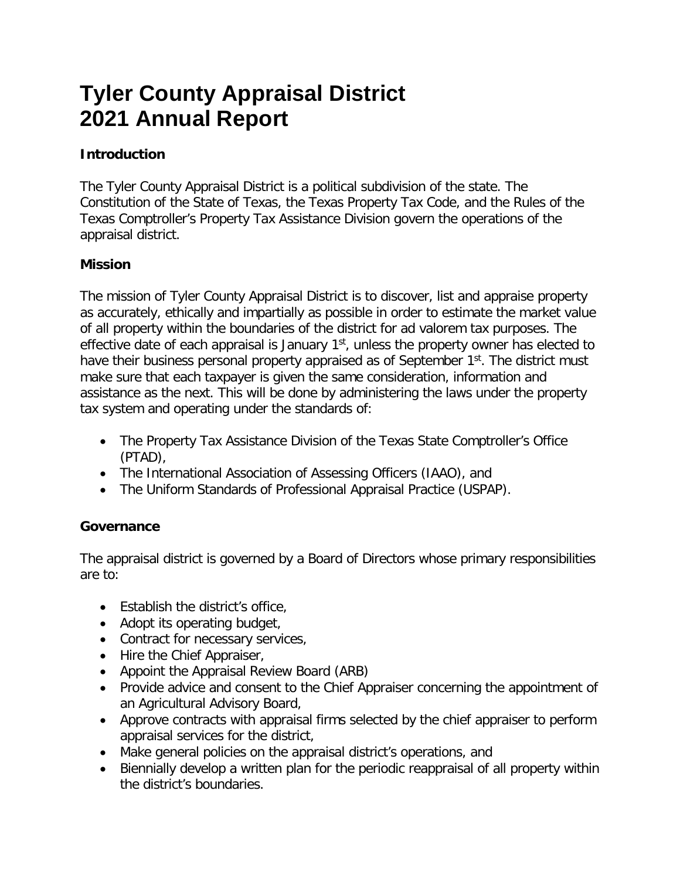# Tyler County Appraisal District
# 2021 Annual Report

**Introduction**

The Tyler County Appraisal District is a political subdivision of the state. The Constitution of the State of Texas, the Texas Property Tax Code, and the Rules of the Texas Comptroller's Property Tax Assistance Division govern the operations of the appraisal district.

**Mission**

The mission of Tyler County Appraisal District is to discover, list and appraise property as accurately, ethically and impartially as possible in order to estimate the market value of all property within the boundaries of the district for ad valorem tax purposes. The effective date of each appraisal is January 1st, unless the property owner has elected to have their business personal property appraised as of September 1st. The district must make sure that each taxpayer is given the same consideration, information and assistance as the next. This will be done by administering the laws under the property tax system and operating under the standards of:

- The Property Tax Assistance Division of the Texas State Comptroller's Office (PTAD),
- The International Association of Assessing Officers (IAAO), and
- The Uniform Standards of Professional Appraisal Practice (USPAP).

**Governance**

The appraisal district is governed by a Board of Directors whose primary responsibilities are to:

- Establish the district's office,
- Adopt its operating budget,
- Contract for necessary services,
- Hire the Chief Appraiser,
- Appoint the Appraisal Review Board (ARB)
- Provide advice and consent to the Chief Appraiser concerning the appointment of an Agricultural Advisory Board,
- Approve contracts with appraisal firms selected by the chief appraiser to perform appraisal services for the district,
- Make general policies on the appraisal district's operations, and
- Biennially develop a written plan for the periodic reappraisal of all property within the district's boundaries.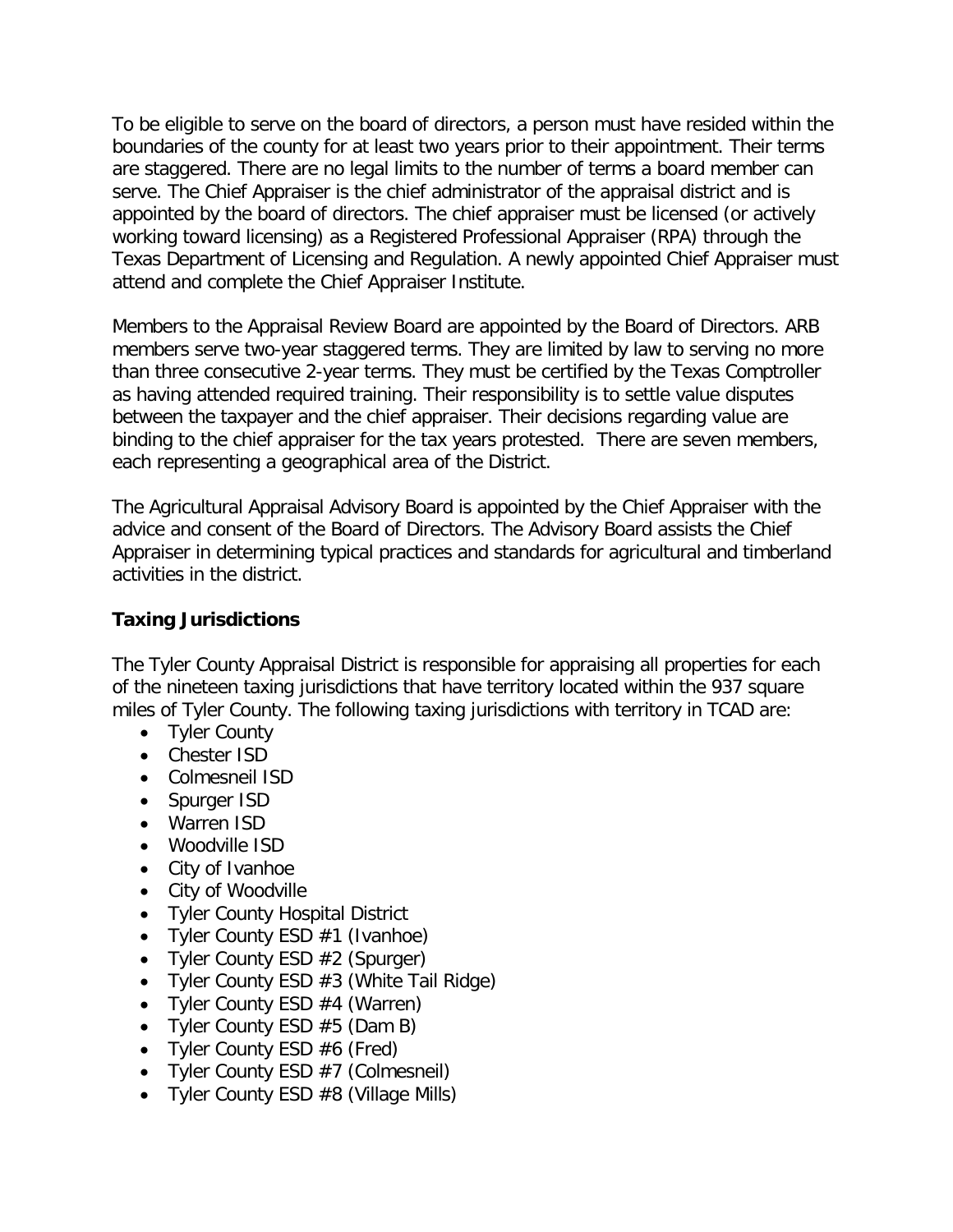To be eligible to serve on the board of directors, a person must have resided within the boundaries of the county for at least two years prior to their appointment. Their terms are staggered. There are no legal limits to the number of terms a board member can serve. The Chief Appraiser is the chief administrator of the appraisal district and is appointed by the board of directors. The chief appraiser must be licensed (or actively working toward licensing) as a Registered Professional Appraiser (RPA) through the Texas Department of Licensing and Regulation. A newly appointed Chief Appraiser must attend and complete the Chief Appraiser Institute.

Members to the Appraisal Review Board are appointed by the Board of Directors. ARB members serve two-year staggered terms. They are limited by law to serving no more than three consecutive 2-year terms. They must be certified by the Texas Comptroller as having attended required training. Their responsibility is to settle value disputes between the taxpayer and the chief appraiser. Their decisions regarding value are binding to the chief appraiser for the tax years protested. There are seven members, each representing a geographical area of the District.

The Agricultural Appraisal Advisory Board is appointed by the Chief Appraiser with the advice and consent of the Board of Directors. The Advisory Board assists the Chief Appraiser in determining typical practices and standards for agricultural and timberland activities in the district.

## Taxing Jurisdictions

The Tyler County Appraisal District is responsible for appraising all properties for each of the nineteen taxing jurisdictions that have territory located within the 937 square miles of Tyler County. The following taxing jurisdictions with territory in TCAD are:

- Tyler County
- Chester ISD
- Colmesneil ISD
- Spurger ISD
- Warren ISD
- Woodville ISD
- City of Ivanhoe
- City of Woodville
- Tyler County Hospital District
- Tyler County ESD #1 (Ivanhoe)
- Tyler County ESD #2 (Spurger)
- Tyler County ESD #3 (White Tail Ridge)
- Tyler County ESD #4 (Warren)
- Tyler County ESD #5 (Dam B)
- Tyler County ESD #6 (Fred)
- Tyler County ESD #7 (Colmesneil)
- Tyler County ESD #8 (Village Mills)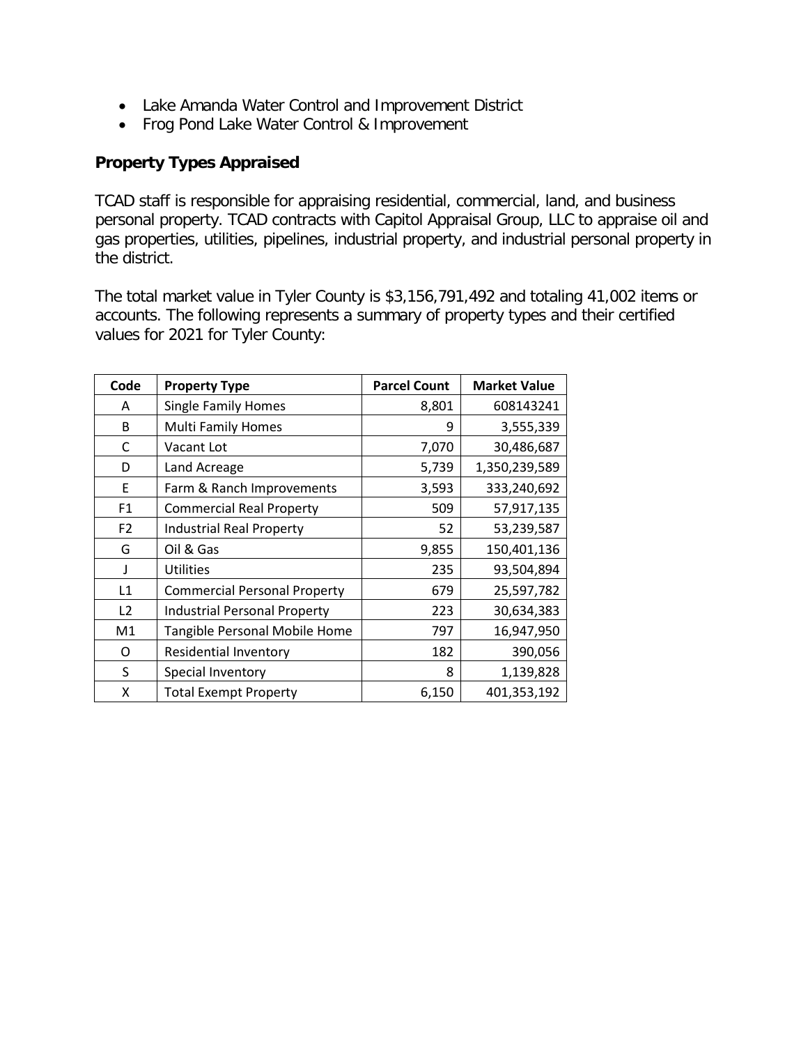- Lake Amanda Water Control and Improvement District
- Frog Pond Lake Water Control & Improvement

**Property Types Appraised**

TCAD staff is responsible for appraising residential, commercial, land, and business personal property. TCAD contracts with Capitol Appraisal Group, LLC to appraise oil and gas properties, utilities, pipelines, industrial property, and industrial personal property in the district.

The total market value in Tyler County is $3,156,791,492 and totaling 41,002 items or accounts. The following represents a summary of property types and their certified values for 2021 for Tyler County:

| Code | Property Type | Parcel Count | Market Value |
|---|---|---|---|
| A | Single Family Homes | 8,801 | 608143241 |
| B | Multi Family Homes | 9 | 3,555,339 |
| C | Vacant Lot | 7,070 | 30,486,687 |
| D | Land Acreage | 5,739 | 1,350,239,589 |
| E | Farm & Ranch Improvements | 3,593 | 333,240,692 |
| F1 | Commercial Real Property | 509 | 57,917,135 |
| F2 | Industrial Real Property | 52 | 53,239,587 |
| G | Oil & Gas | 9,855 | 150,401,136 |
| J | Utilities | 235 | 93,504,894 |
| L1 | Commercial Personal Property | 679 | 25,597,782 |
| L2 | Industrial Personal Property | 223 | 30,634,383 |
| M1 | Tangible Personal Mobile Home | 797 | 16,947,950 |
| O | Residential Inventory | 182 | 390,056 |
| S | Special Inventory | 8 | 1,139,828 |
| X | Total Exempt Property | 6,150 | 401,353,192 |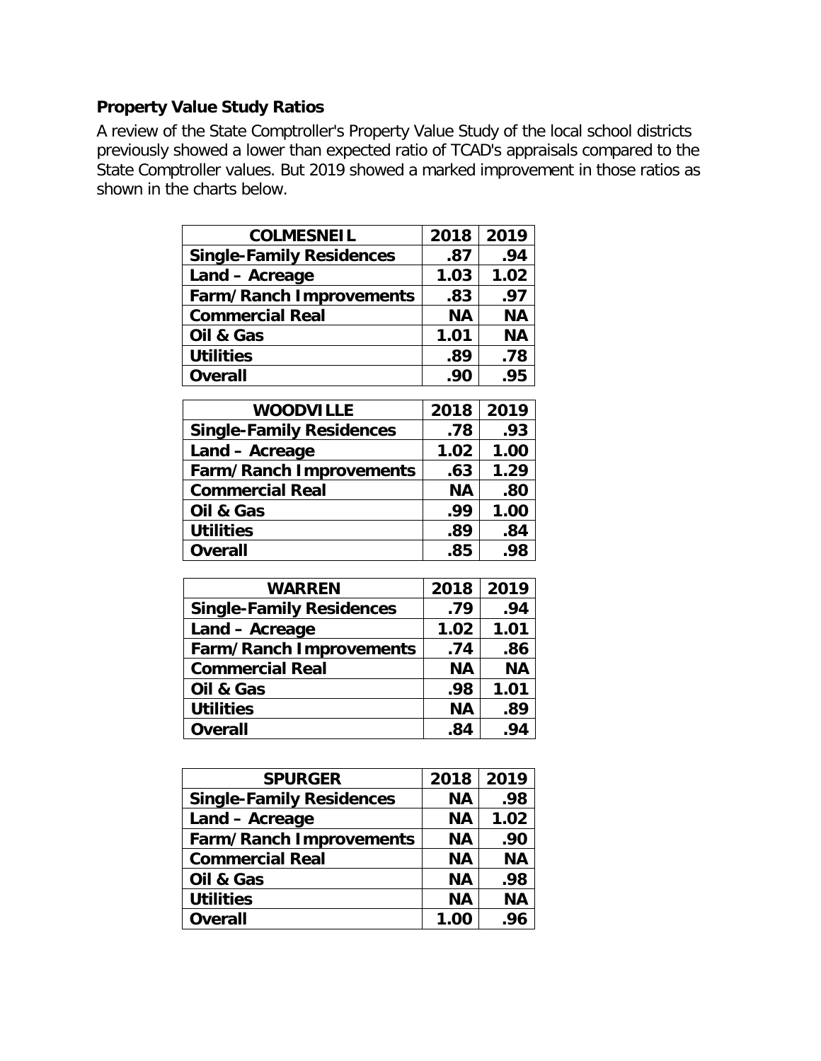**Property Value Study Ratios**

A review of the State Comptroller's Property Value Study of the local school districts previously showed a lower than expected ratio of TCAD's appraisals compared to the State Comptroller values. But 2019 showed a marked improvement in those ratios as shown in the charts below.

| COLMESNEIL | 2018 | 2019 |
|---|---|---|
| Single-Family Residences | .87 | .94 |
| Land – Acreage | 1.03 | 1.02 |
| Farm/Ranch Improvements | .83 | .97 |
| Commercial Real | NA | NA |
| Oil & Gas | 1.01 | NA |
| Utilities | .89 | .78 |
| Overall | .90 | .95 |

| WOODVILLE | 2018 | 2019 |
|---|---|---|
| Single-Family Residences | .78 | .93 |
| Land – Acreage | 1.02 | 1.00 |
| Farm/Ranch Improvements | .63 | 1.29 |
| Commercial Real | NA | .80 |
| Oil & Gas | .99 | 1.00 |
| Utilities | .89 | .84 |
| Overall | .85 | .98 |

| WARREN | 2018 | 2019 |
|---|---|---|
| Single-Family Residences | .79 | .94 |
| Land – Acreage | 1.02 | 1.01 |
| Farm/Ranch Improvements | .74 | .86 |
| Commercial Real | NA | NA |
| Oil & Gas | .98 | 1.01 |
| Utilities | NA | .89 |
| Overall | .84 | .94 |

| SPURGER | 2018 | 2019 |
|---|---|---|
| Single-Family Residences | NA | .98 |
| Land – Acreage | NA | 1.02 |
| Farm/Ranch Improvements | NA | .90 |
| Commercial Real | NA | NA |
| Oil & Gas | NA | .98 |
| Utilities | NA | NA |
| Overall | 1.00 | .96 |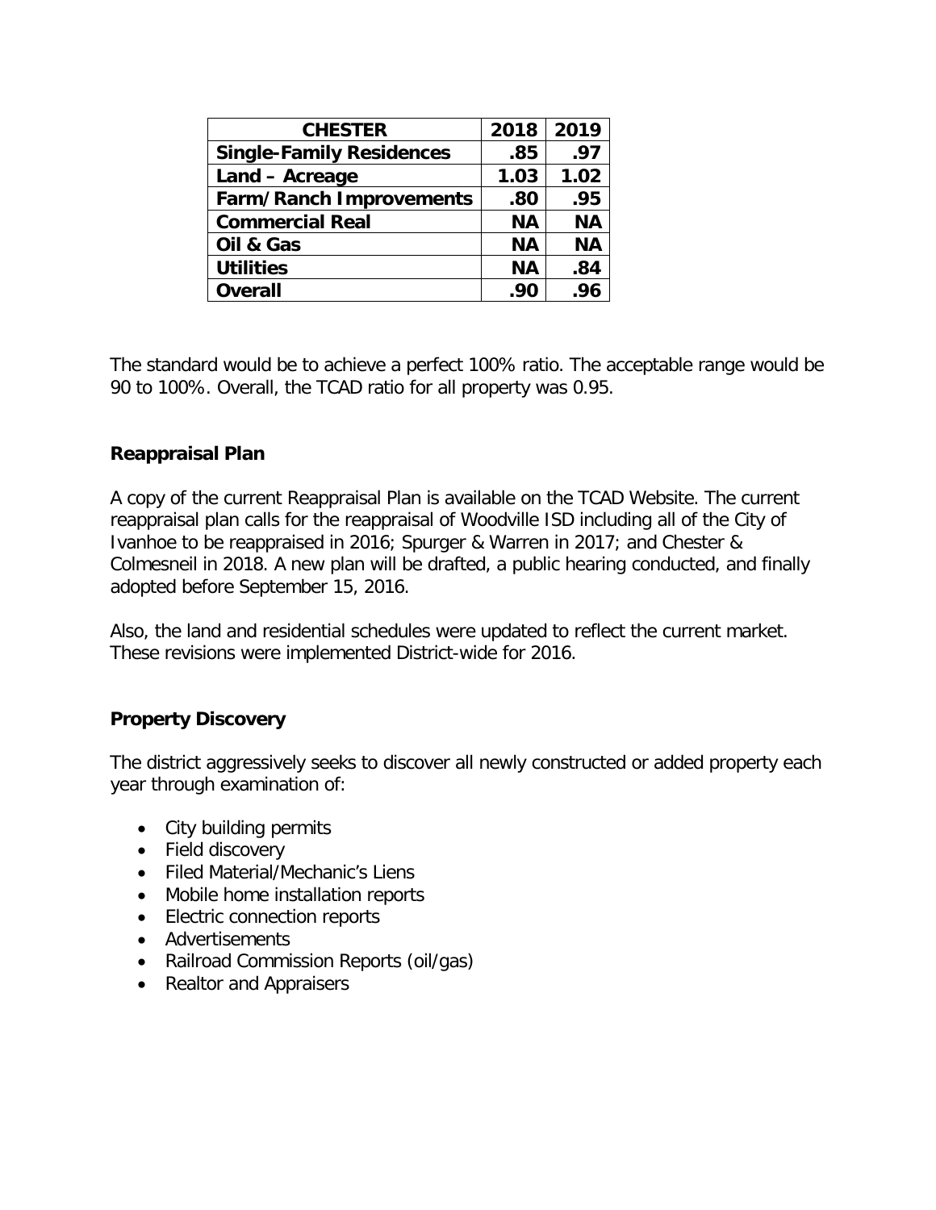| CHESTER | 2018 | 2019 |
|---|---|---|
| **Single-Family Residences** | **.85** | **.97** |
| **Land – Acreage** | **1.03** | **1.02** |
| **Farm/Ranch Improvements** | **.80** | **.95** |
| **Commercial Real** | **NA** | **NA** |
| **Oil & Gas** | **NA** | **NA** |
| **Utilities** | **NA** | **.84** |
| **Overall** | **.90** | **.96** |

The standard would be to achieve a perfect 100% ratio. The acceptable range would be 90 to 100%. Overall, the TCAD ratio for all property was 0.95.

## Reappraisal Plan

A copy of the current Reappraisal Plan is available on the TCAD Website. The current reappraisal plan calls for the reappraisal of Woodville ISD including all of the City of Ivanhoe to be reappraised in 2016; Spurger & Warren in 2017; and Chester & Colmesneil in 2018. A new plan will be drafted, a public hearing conducted, and finally adopted before September 15, 2016.

Also, the land and residential schedules were updated to reflect the current market. These revisions were implemented District-wide for 2016.

## Property Discovery

The district aggressively seeks to discover all newly constructed or added property each year through examination of:

- City building permits
- Field discovery
- Filed Material/Mechanic's Liens
- Mobile home installation reports
- Electric connection reports
- Advertisements
- Railroad Commission Reports (oil/gas)
- Realtor and Appraisers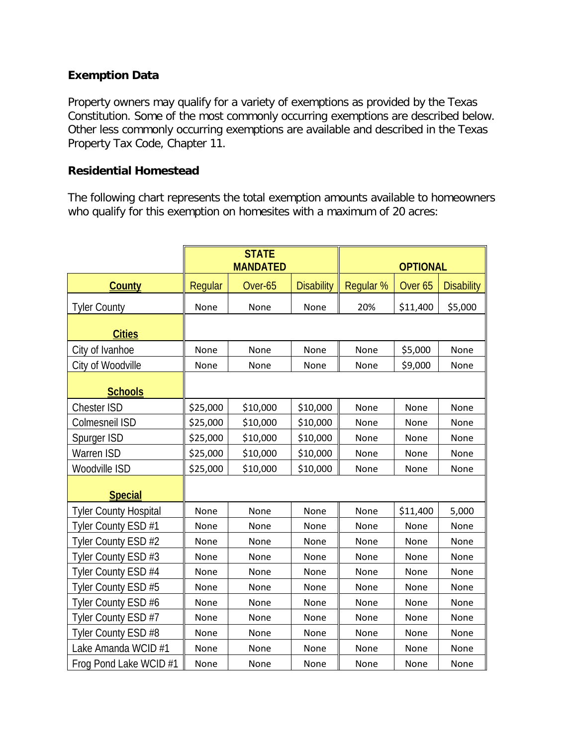**Exemption Data**

Property owners may qualify for a variety of exemptions as provided by the Texas Constitution. Some of the most commonly occurring exemptions are described below. Other less commonly occurring exemptions are available and described in the Texas Property Tax Code, Chapter 11.

**Residential Homestead**

The following chart represents the total exemption amounts available to homeowners who qualify for this exemption on homesites with a maximum of 20 acres:

| | STATE MANDATED | | | OPTIONAL | | |
|---|---|---|---|---|---|---|
| **County** | Regular | Over-65 | Disability | Regular % | Over 65 | Disability |
| Tyler County | None | None | None | 20% | $11,400 | $5,000 |
| **Cities** | | | | | | |
| City of Ivanhoe | None | None | None | None | $5,000 | None |
| City of Woodville | None | None | None | None | $9,000 | None |
| **Schools** | | | | | | |
| Chester ISD | $25,000 | $10,000 | $10,000 | None | None | None |
| Colmesneil ISD | $25,000 | $10,000 | $10,000 | None | None | None |
| Spurger ISD | $25,000 | $10,000 | $10,000 | None | None | None |
| Warren ISD | $25,000 | $10,000 | $10,000 | None | None | None |
| Woodville ISD | $25,000 | $10,000 | $10,000 | None | None | None |
| **Special** | | | | | | |
| Tyler County Hospital | None | None | None | None | $11,400 | 5,000 |
| Tyler County ESD #1 | None | None | None | None | None | None |
| Tyler County ESD #2 | None | None | None | None | None | None |
| Tyler County ESD #3 | None | None | None | None | None | None |
| Tyler County ESD #4 | None | None | None | None | None | None |
| Tyler County ESD #5 | None | None | None | None | None | None |
| Tyler County ESD #6 | None | None | None | None | None | None |
| Tyler County ESD #7 | None | None | None | None | None | None |
| Tyler County ESD #8 | None | None | None | None | None | None |
| Lake Amanda WCID #1 | None | None | None | None | None | None |
| Frog Pond Lake WCID #1 | None | None | None | None | None | None |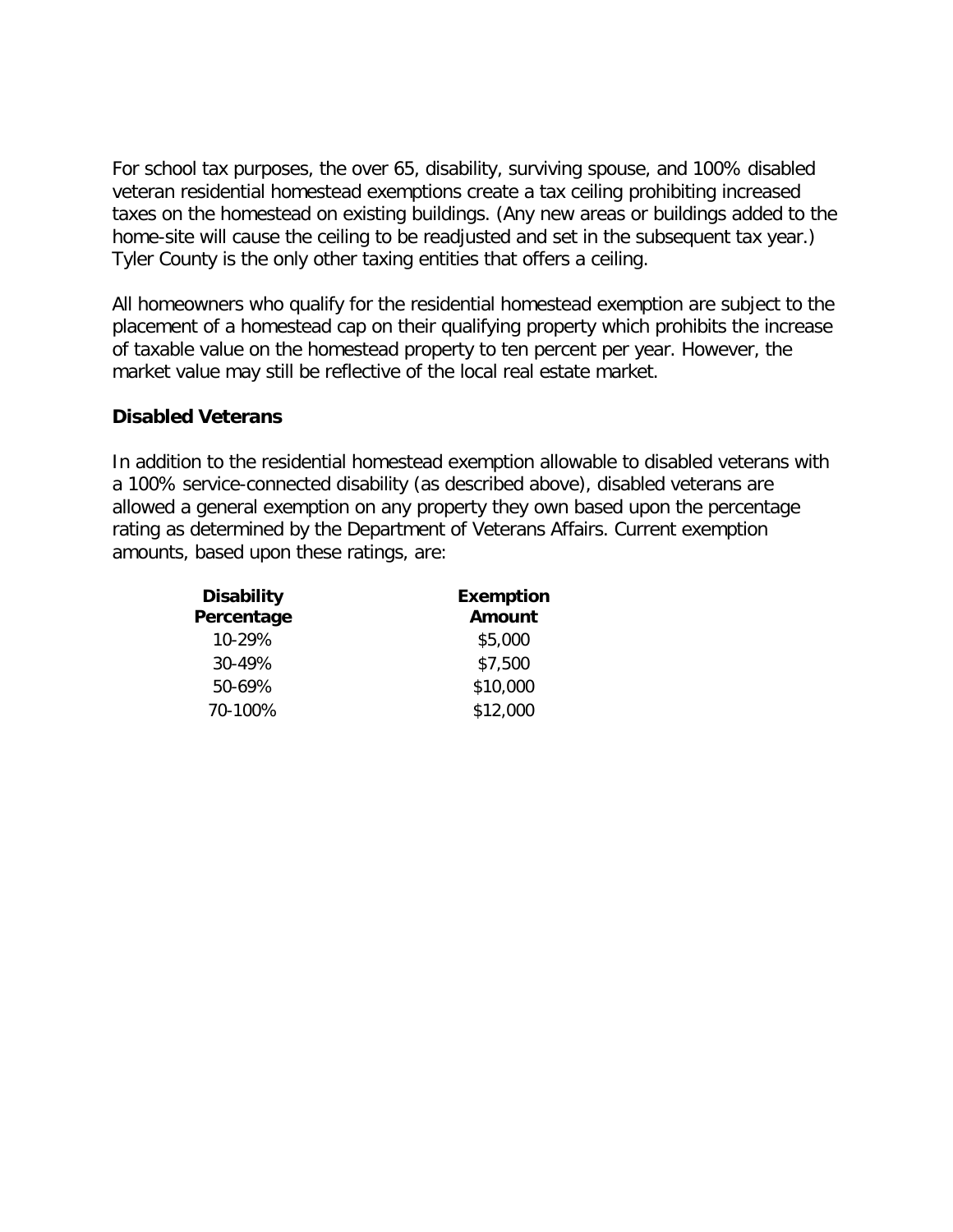For school tax purposes, the over 65, disability, surviving spouse, and 100% disabled veteran residential homestead exemptions create a tax ceiling prohibiting increased taxes on the homestead on existing buildings. (Any new areas or buildings added to the home-site will cause the ceiling to be readjusted and set in the subsequent tax year.) Tyler County is the only other taxing entities that offers a ceiling.

All homeowners who qualify for the residential homestead exemption are subject to the placement of a homestead cap on their qualifying property which prohibits the increase of taxable value on the homestead property to ten percent per year. However, the market value may still be reflective of the local real estate market.

### Disabled Veterans

In addition to the residential homestead exemption allowable to disabled veterans with a 100% service-connected disability (as described above), disabled veterans are allowed a general exemption on any property they own based upon the percentage rating as determined by the Department of Veterans Affairs. Current exemption amounts, based upon these ratings, are:

| Disability Percentage | Exemption Amount |
|---|---|
| 10-29% | $5,000 |
| 30-49% | $7,500 |
| 50-69% | $10,000 |
| 70-100% | $12,000 |